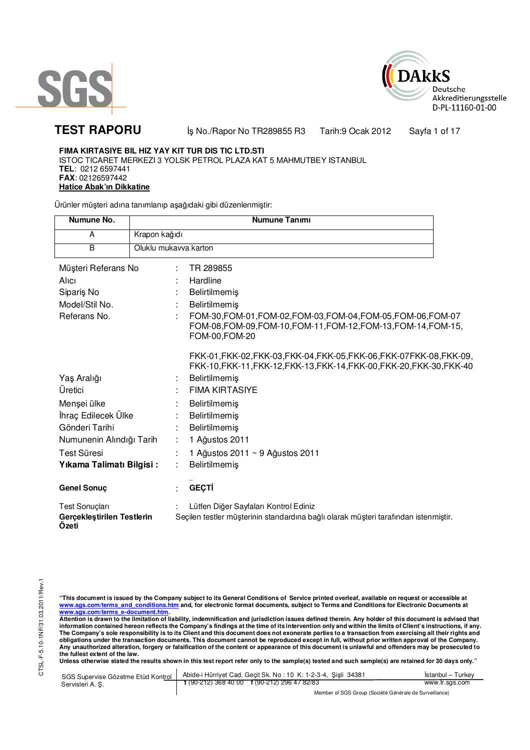# TEST RAPORU

İş No./Rapor No TR289855 R3 Tarih:9 Ocak 2012

**FIMA KIRTASIYE BIL HIZ YAY KIT TUR DIS TIC LTD.STI**
ISTOC TICARET MERKEZI 3 YOLSK PETROL PLAZA KAT 5 MAHMUTBEY ISTANBUL
**TEL**: 0212 6597441
**FAX**: 02126597442
**Hatice Abak'ın Dikkatine**

Ürünler müşteri adına tanımlanıp aşağıdaki gibi düzenlenmiştir:

| Numune No. | Numune Tanımı |
|---|---|
| A | Krapon kağıdı |
| B | Oluklu mukavva karton |

| | | |
|---|---|---|
| Müşteri Referans No | : | TR 289855 |
| Alıcı | : | Hardline |
| Sipariş No | : | Belirtilmemiş |
| Model/Stil No. | : | Belirtilmemiş |
| Referans No. | : | FOM-30,FOM-01,FOM-02,FOM-03,FOM-04,FOM-05,FOM-06,FOM-07 FOM-08,FOM-09,FOM-10,FOM-11,FOM-12,FOM-13,FOM-14,FOM-15, FOM-00,FOM-20<br><br>FKK-01,FKK-02,FKK-03,FKK-04,FKK-05,FKK-06,FKK-07FKK-08,FKK-09, FKK-10,FKK-11,FKK-12,FKK-13,FKK-14,FKK-00,FKK-20,FKK-30,FKK-40 |
| Yaş Aralığı | : | Belirtilmemiş |
| Üretici | : | FIMA KIRTASIYE |
| Menşei ülke | : | Belirtilmemiş |
| İhraç Edilecek Ülke | : | Belirtilmemiş |
| Gönderi Tarihi | : | Belirtilmemiş |
| Numunenin Alındığı Tarih | : | 1 Ağustos 2011 |
| Test Süresi | : | 1 Ağustos 2011 ~ 9 Ağustos 2011 |
| **Yıkama Talimatı Bilgisi :** | : | Belirtilmemiş |
| **Genel Sonuç** | : | **GEÇTİ** |
| Test Sonuçları | : | Lütfen Diğer Sayfaları Kontrol Ediniz |

**Gerçekleştirilen Testlerin Özeti** Seçilen testler müşterinin standardına bağlı olarak müşteri tarafından istenmiştir.

**"This document is issued by the Company subject to its General Conditions of Service printed overleaf, available on request or accessible at www.sgs.com/terms_and_conditions.htm and, for electronic format documents, subject to Terms and Conditions for Electronic Documents at www.sgs.com/terms_e-document.htm.**
**Attention is drawn to the limitation of liability, indemnification and jurisdiction issues defined therein. Any holder of this document is advised that information contained hereon reflects the Company's findings at the time of its intervention only and within the limits of Client's instructions, if any. The Company's sole responsibility is to its Client and this document does not exonerate parties to a transaction from exercising all their rights and obligations under the transaction documents. This document cannot be reproduced except in full, without prior written approval of the Company. Any unauthorized alteration, forgery or falsification of the content or appearance of this document is unlawful and offenders may be prosecuted to the fullest extent of the law.**
**Unless otherwise stated the results shown in this test report refer only to the sample(s) tested and such sample(s) are retained for 30 days only."**

SGS Supervise Gözetme Etüd Kontrol Servisleri A. Ş. | Abide-i Hürriyet Cad. Geçit Sk. No : 10 K: 1-2-3-4, Şişli 34381 İstanbul – Turkey | t (90-212) 368 40 00 f (90-212) 296 47 82/83 | www.tr.sgs.com

Member of SGS Group (Société Générale de Surveillance)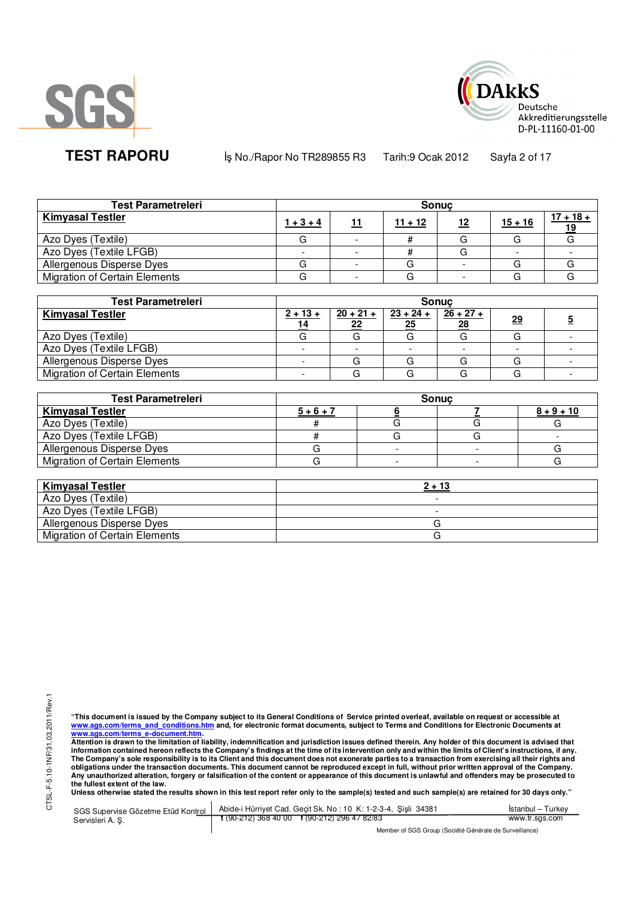| Test Parametreleri | Sonuç | | | | | |
|---|---|---|---|---|---|---|
| **Kimyasal Testler** | **1 + 3 + 4** | **11** | **11 + 12** | **12** | **15 + 16** | **17 + 18 + 19** |
| Azo Dyes (Textile) | G | - | # | G | G | G |
| Azo Dyes (Textile LFGB) | - | - | # | G | - | - |
| Allergenous Disperse Dyes | G | - | G | - | G | G |
| Migration of Certain Elements | G | - | G | - | G | G |

| Test Parametreleri | Sonuç | | | | | |
|---|---|---|---|---|---|---|
| **Kimyasal Testler** | **2 + 13 + 14** | **20 + 21 + 22** | **23 + 24 + 25** | **26 + 27 + 28** | **29** | **5** |
| Azo Dyes (Textile) | G | G | G | G | G | - |
| Azo Dyes (Textile LFGB) | - | - | - | - | - | - |
| Allergenous Disperse Dyes | - | G | G | G | G | - |
| Migration of Certain Elements | - | G | G | G | G | - |

| Test Parametreleri | Sonuç | | | |
|---|---|---|---|---|
| **Kimyasal Testler** | **5 + 6 + 7** | **6** | **7** | **8 + 9 + 10** |
| Azo Dyes (Textile) | # | G | G | G |
| Azo Dyes (Textile LFGB) | # | G | G | - |
| Allergenous Disperse Dyes | G | - | - | G |
| Migration of Certain Elements | G | - | - | G |

| **Kimyasal Testler** | **2 + 13** |
|---|---|
| Azo Dyes (Textile) | - |
| Azo Dyes (Textile LFGB) | - |
| Allergenous Disperse Dyes | G |
| Migration of Certain Elements | G |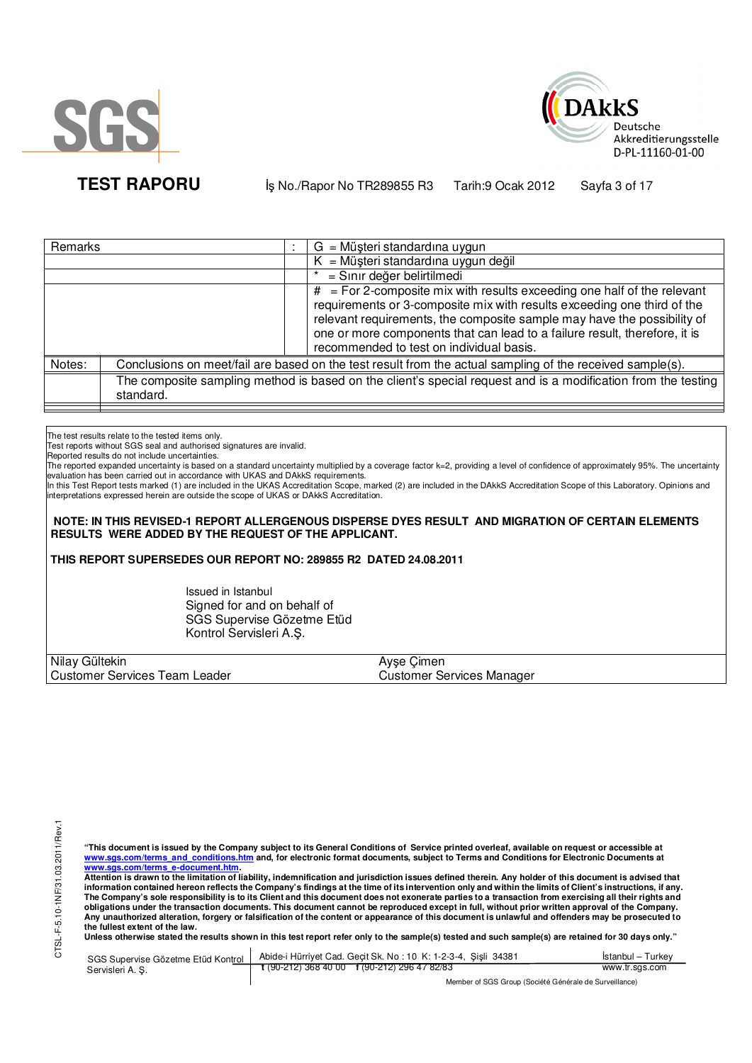**TEST RAPORU** İş No./Rapor No TR289855 R3 Tarih:9 Ocak 2012

| Remarks | : | G = Müşteri standardına uygun |
|---|---|---|
| | | K = Müşteri standardına uygun değil |
| | | * = Sınır değer belirtilmedi |
| | | # = For 2-composite mix with results exceeding one half of the relevant requirements or 3-composite mix with results exceeding one third of the relevant requirements, the composite sample may have the possibility of one or more components that can lead to a failure result, therefore, it is recommended to test on individual basis. |

| Notes: | Conclusions on meet/fail are based on the test result from the actual sampling of the received sample(s). |
|---|---|
| | The composite sampling method is based on the client's special request and is a modification from the testing standard. |

The test results relate to the tested items only.
Test reports without SGS seal and authorised signatures are invalid.
Reported results do not include uncertainties.
The reported expanded uncertainty is based on a standard uncertainty multiplied by a coverage factor k=2, providing a level of confidence of approximately 95%. The uncertainty evaluation has been carried out in accordance with UKAS and DAkkS requirements.
In this Test Report tests marked (1) are included in the UKAS Accreditation Scope, marked (2) are included in the DAkkS Accreditation Scope of this Laboratory. Opinions and interpretations expressed herein are outside the scope of UKAS or DAkkS Accreditation.

**NOTE: IN THIS REVISED-1 REPORT ALLERGENOUS DISPERSE DYES RESULT AND MIGRATION OF CERTAIN ELEMENTS RESULTS WERE ADDED BY THE REQUEST OF THE APPLICANT.**

**THIS REPORT SUPERSEDES OUR REPORT NO: 289855 R2 DATED 24.08.2011**

Issued in Istanbul
Signed for and on behalf of
SGS Supervise Gözetme Etüd
Kontrol Servisleri A.Ş.

| Nilay Gültekin | Ayşe Çimen |
|---|---|
| Customer Services Team Leader | Customer Services Manager |

**"This document is issued by the Company subject to its General Conditions of Service printed overleaf, available on request or accessible at www.sgs.com/terms_and_conditions.htm and, for electronic format documents, subject to Terms and Conditions for Electronic Documents at www.sgs.com/terms_e-document.htm.**
**Attention is drawn to the limitation of liability, indemnification and jurisdiction issues defined therein. Any holder of this document is advised that information contained hereon reflects the Company's findings at the time of its intervention only and within the limits of Client's instructions, if any. The Company's sole responsibility is to its Client and this document does not exonerate parties to a transaction from exercising all their rights and obligations under the transaction documents. This document cannot be reproduced except in full, without prior written approval of the Company. Any unauthorized alteration, forgery or falsification of the content or appearance of this document is unlawful and offenders may be prosecuted to the fullest extent of the law.**
**Unless otherwise stated the results shown in this test report refer only to the sample(s) tested and such sample(s) are retained for 30 days only."**

SGS Supervise Gözetme Etüd Kontrol Servisleri A. Ş. | Abide-i Hürriyet Cad. Geçit Sk. No : 10 K: 1-2-3-4, Şişli 34381 İstanbul – Turkey | t (90-212) 368 40 00 f (90-212) 296 47 82/83 | www.tr.sgs.com

Member of SGS Group (Société Générale de Surveillance)

CTSL-F-5.10-1NF/31.03.2011/Rev.1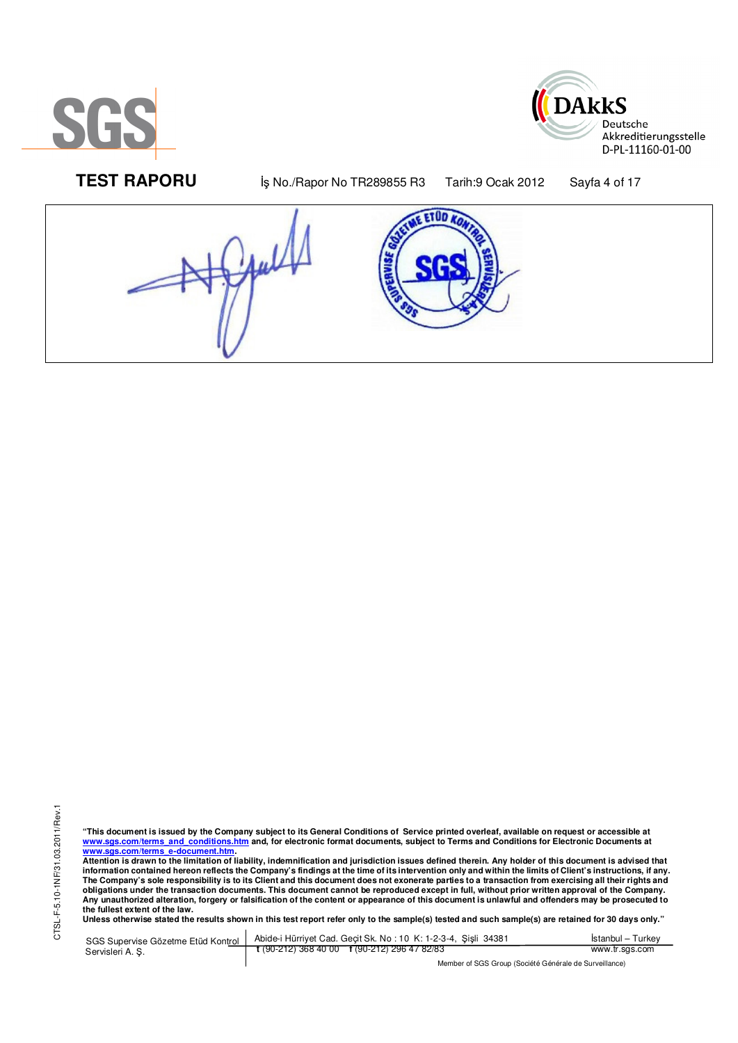"This document is issued by the Company subject to its General Conditions of Service printed overleaf, available on request or accessible at www.sgs.com/terms_and_conditions.htm and, for electronic format documents, subject to Terms and Conditions for Electronic Documents at www.sgs.com/terms_e-document.htm.

Attention is drawn to the limitation of liability, indemnification and jurisdiction issues defined therein. Any holder of this document is advised that information contained hereon reflects the Company's findings at the time of its intervention only and within the limits of Client's instructions, if any. The Company's sole responsibility is to its Client and this document does not exonerate parties to a transaction from exercising all their rights and obligations under the transaction documents. This document cannot be reproduced except in full, without prior written approval of the Company. Any unauthorized alteration, forgery or falsification of the content or appearance of this document is unlawful and offenders may be prosecuted to the fullest extent of the law.

Unless otherwise stated the results shown in this test report refer only to the sample(s) tested and such sample(s) are retained for 30 days only."

SGS Supervise Gözetme Etüd Kontrol Servisleri A. Ş. | Abide-i Hürriyet Cad. Geçit Sk. No : 10 K: 1-2-3-4, Şişli 34381 | İstanbul – Turkey
t (90-212) 368 40 00 f (90-212) 296 47 82/83 | www.tr.sgs.com

Member of SGS Group (Société Générale de Surveillance)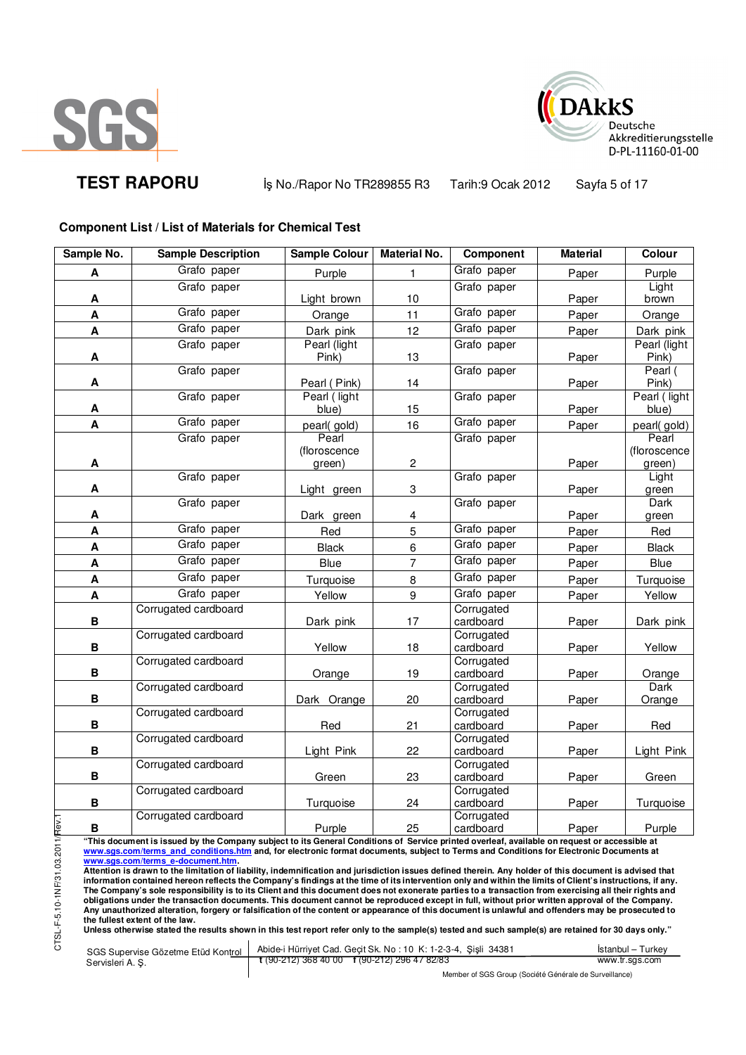**TEST RAPORU** İş No./Rapor No TR289855 R3 Tarih:9 Ocak 2012

## Component List / List of Materials for Chemical Test

| Sample No. | Sample Description | Sample Colour | Material No. | Component | Material | Colour |
|---|---|---|---|---|---|---|
| A | Grafo paper | Purple | 1 | Grafo paper | Paper | Purple |
| A | Grafo paper | Light brown | 10 | Grafo paper | Paper | Light brown |
| A | Grafo paper | Orange | 11 | Grafo paper | Paper | Orange |
| A | Grafo paper | Dark pink | 12 | Grafo paper | Paper | Dark pink |
| A | Grafo paper | Pearl (light Pink) | 13 | Grafo paper | Paper | Pearl (light Pink) |
| A | Grafo paper | Pearl ( Pink) | 14 | Grafo paper | Paper | Pearl ( Pink) |
| A | Grafo paper | Pearl ( light blue) | 15 | Grafo paper | Paper | Pearl ( light blue) |
| A | Grafo paper | pearl( gold) | 16 | Grafo paper | Paper | pearl( gold) |
| A | Grafo paper | Pearl (floroscence green) | 2 | Grafo paper | Paper | Pearl (floroscence green) |
| A | Grafo paper | Light green | 3 | Grafo paper | Paper | Light green |
| A | Grafo paper | Dark green | 4 | Grafo paper | Paper | Dark green |
| A | Grafo paper | Red | 5 | Grafo paper | Paper | Red |
| A | Grafo paper | Black | 6 | Grafo paper | Paper | Black |
| A | Grafo paper | Blue | 7 | Grafo paper | Paper | Blue |
| A | Grafo paper | Turquoise | 8 | Grafo paper | Paper | Turquoise |
| A | Grafo paper | Yellow | 9 | Grafo paper | Paper | Yellow |
| B | Corrugated cardboard | Dark pink | 17 | Corrugated cardboard | Paper | Dark pink |
| B | Corrugated cardboard | Yellow | 18 | Corrugated cardboard | Paper | Yellow |
| B | Corrugated cardboard | Orange | 19 | Corrugated cardboard | Paper | Orange |
| B | Corrugated cardboard | Dark Orange | 20 | Corrugated cardboard | Paper | Dark Orange |
| B | Corrugated cardboard | Red | 21 | Corrugated cardboard | Paper | Red |
| B | Corrugated cardboard | Light Pink | 22 | Corrugated cardboard | Paper | Light Pink |
| B | Corrugated cardboard | Green | 23 | Corrugated cardboard | Paper | Green |
| B | Corrugated cardboard | Turquoise | 24 | Corrugated cardboard | Paper | Turquoise |
| B | Corrugated cardboard | Purple | 25 | Corrugated cardboard | Paper | Purple |

**"This document is issued by the Company subject to its General Conditions of Service printed overleaf, available on request or accessible at www.sgs.com/terms_and_conditions.htm and, for electronic format documents, subject to Terms and Conditions for Electronic Documents at www.sgs.com/terms_e-document.htm.**
**Attention is drawn to the limitation of liability, indemnification and jurisdiction issues defined therein. Any holder of this document is advised that information contained hereon reflects the Company's findings at the time of its intervention only and within the limits of Client's instructions, if any. The Company's sole responsibility is to its Client and this document does not exonerate parties to a transaction from exercising all their rights and obligations under the transaction documents. This document cannot be reproduced except in full, without prior written approval of the Company. Any unauthorized alteration, forgery or falsification of the content or appearance of this document is unlawful and offenders may be prosecuted to the fullest extent of the law.**
**Unless otherwise stated the results shown in this test report refer only to the sample(s) tested and such sample(s) are retained for 30 days only."**

SGS Supervise Gözetme Etüd Kontrol Servisleri A. Ş. | Abide-i Hürriyet Cad. Geçit Sk. No : 10 K: 1-2-3-4, Şişli 34381 İstanbul – Turkey | t (90-212) 368 40 00 f (90-212) 296 47 82/83 | www.tr.sgs.com

Member of SGS Group (Société Générale de Surveillance)

CTSL-F-5.10-1NF/31.03.2011/Rev.1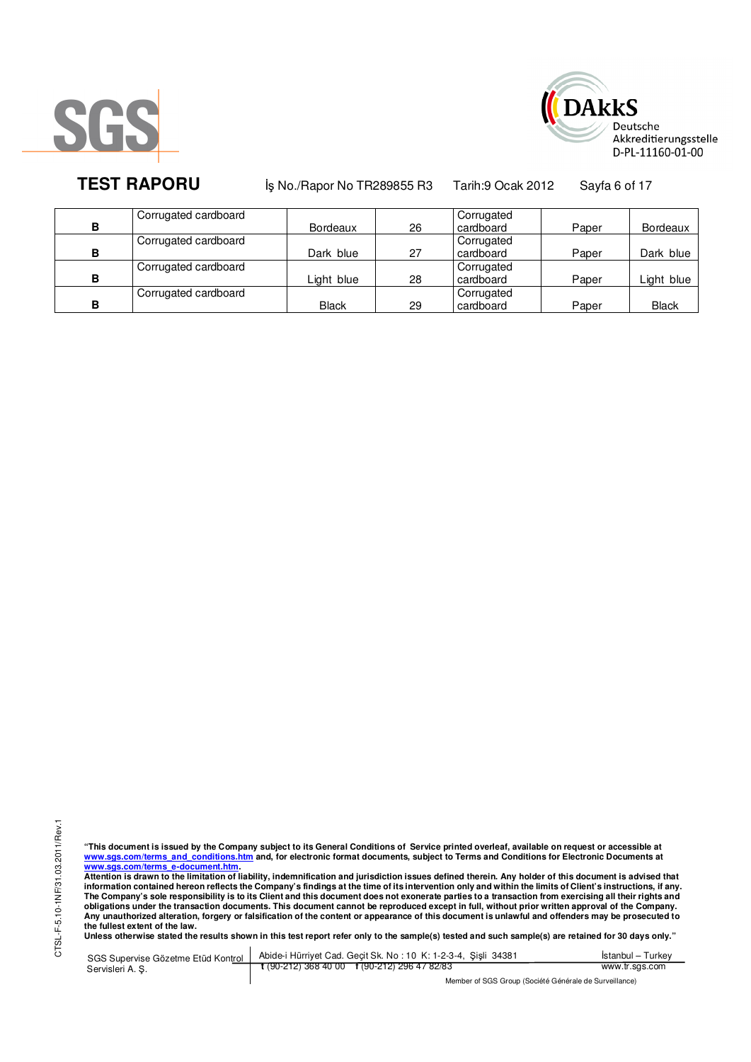| | | | | | | |
|---|---|---|---|---|---|---|
| **B** | Corrugated cardboard | Bordeaux | 26 | Corrugated cardboard | Paper | Bordeaux |
| **B** | Corrugated cardboard | Dark blue | 27 | Corrugated cardboard | Paper | Dark blue |
| **B** | Corrugated cardboard | Light blue | 28 | Corrugated cardboard | Paper | Light blue |
| **B** | Corrugated cardboard | Black | 29 | Corrugated cardboard | Paper | Black |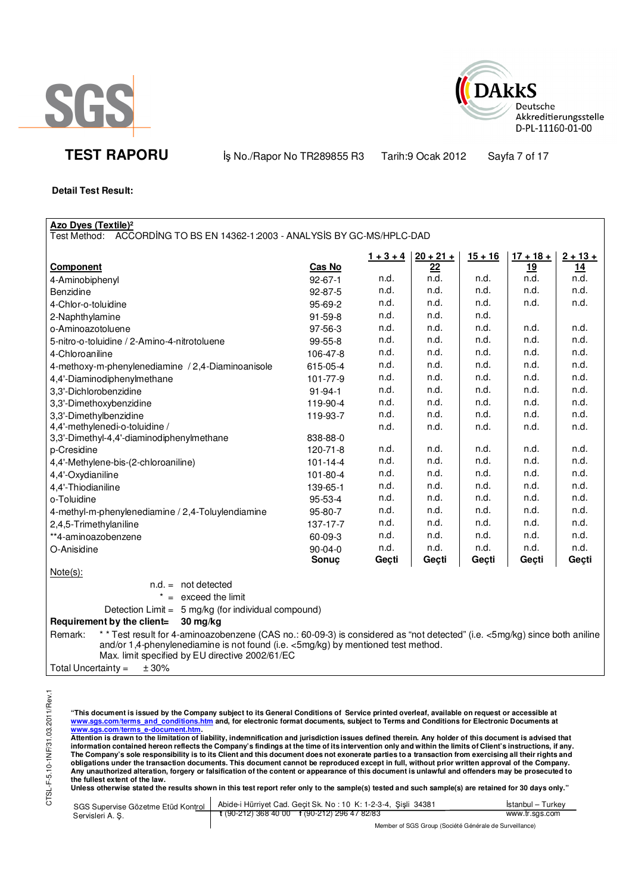**Detail Test Result:**

**Azo Dyes (Textile)²**

Test Method: ACCORDİNG TO BS EN 14362-1:2003 - ANALYSİS BY GC-MS/HPLC-DAD

| Component | Cas No | 1 + 3 + 4 | 20 + 21 + 22 | 15 + 16 | 17 + 18 + 19 | 2 + 13 + 14 |
|---|---|---|---|---|---|---|
| 4-Aminobiphenyl | 92-67-1 | n.d. | n.d. | n.d. | n.d. | n.d. |
| Benzidine | 92-87-5 | n.d. | n.d. | n.d. | n.d. | n.d. |
| 4-Chlor-o-toluidine | 95-69-2 | n.d. | n.d. | n.d. | n.d. | n.d. |
| 2-Naphthylamine | 91-59-8 | n.d. | n.d. | n.d. | | |
| o-Aminoazotoluene | 97-56-3 | n.d. | n.d. | n.d. | n.d. | n.d. |
| 5-nitro-o-toluidine / 2-Amino-4-nitrotoluene | 99-55-8 | n.d. | n.d. | n.d. | n.d. | n.d. |
| 4-Chloroaniline | 106-47-8 | n.d. | n.d. | n.d. | n.d. | n.d. |
| 4-methoxy-m-phenylenediamine / 2,4-Diaminoanisole | 615-05-4 | n.d. | n.d. | n.d. | n.d. | n.d. |
| 4,4'-Diaminodiphenylmethane | 101-77-9 | n.d. | n.d. | n.d. | n.d. | n.d. |
| 3,3'-Dichlorobenzidine | 91-94-1 | n.d. | n.d. | n.d. | n.d. | n.d. |
| 3,3'-Dimethoxybenzidine | 119-90-4 | n.d. | n.d. | n.d. | n.d. | n.d. |
| 3,3'-Dimethylbenzidine | 119-93-7 | n.d. | n.d. | n.d. | n.d. | n.d. |
| 4,4'-methylenedi-o-toluidine / 3,3'-Dimethyl-4,4'-diaminodiphenylmethane | 838-88-0 | n.d. | n.d. | n.d. | n.d. | n.d. |
| p-Cresidine | 120-71-8 | n.d. | n.d. | n.d. | n.d. | n.d. |
| 4,4'-Methylene-bis-(2-chloroaniline) | 101-14-4 | n.d. | n.d. | n.d. | n.d. | n.d. |
| 4,4'-Oxydianiline | 101-80-4 | n.d. | n.d. | n.d. | n.d. | n.d. |
| 4,4'-Thiodianiline | 139-65-1 | n.d. | n.d. | n.d. | n.d. | n.d. |
| o-Toluidine | 95-53-4 | n.d. | n.d. | n.d. | n.d. | n.d. |
| 4-methyl-m-phenylenediamine / 2,4-Toluylendiamine | 95-80-7 | n.d. | n.d. | n.d. | n.d. | n.d. |
| 2,4,5-Trimethylaniline | 137-17-7 | n.d. | n.d. | n.d. | n.d. | n.d. |
| **4-aminoazobenzene | 60-09-3 | n.d. | n.d. | n.d. | n.d. | n.d. |
| O-Anisidine | 90-04-0 | n.d. | n.d. | n.d. | n.d. | n.d. |
| | **Sonuç** | **Geçti** | **Geçti** | **Geçti** | **Geçti** | **Geçti** |

Note(s):

n.d. = not detected

\* = exceed the limit

Detection Limit = 5 mg/kg (for individual compound)

**Requirement by the client= 30 mg/kg**

Remark: * * Test result for 4-aminoazobenzene (CAS no.: 60-09-3) is considered as "not detected" (i.e. <5mg/kg) since both aniline and/or 1,4-phenylenediamine is not found (i.e. <5mg/kg) by mentioned test method.
Max. limit specified by EU directive 2002/61/EC

Total Uncertainty = ± 30%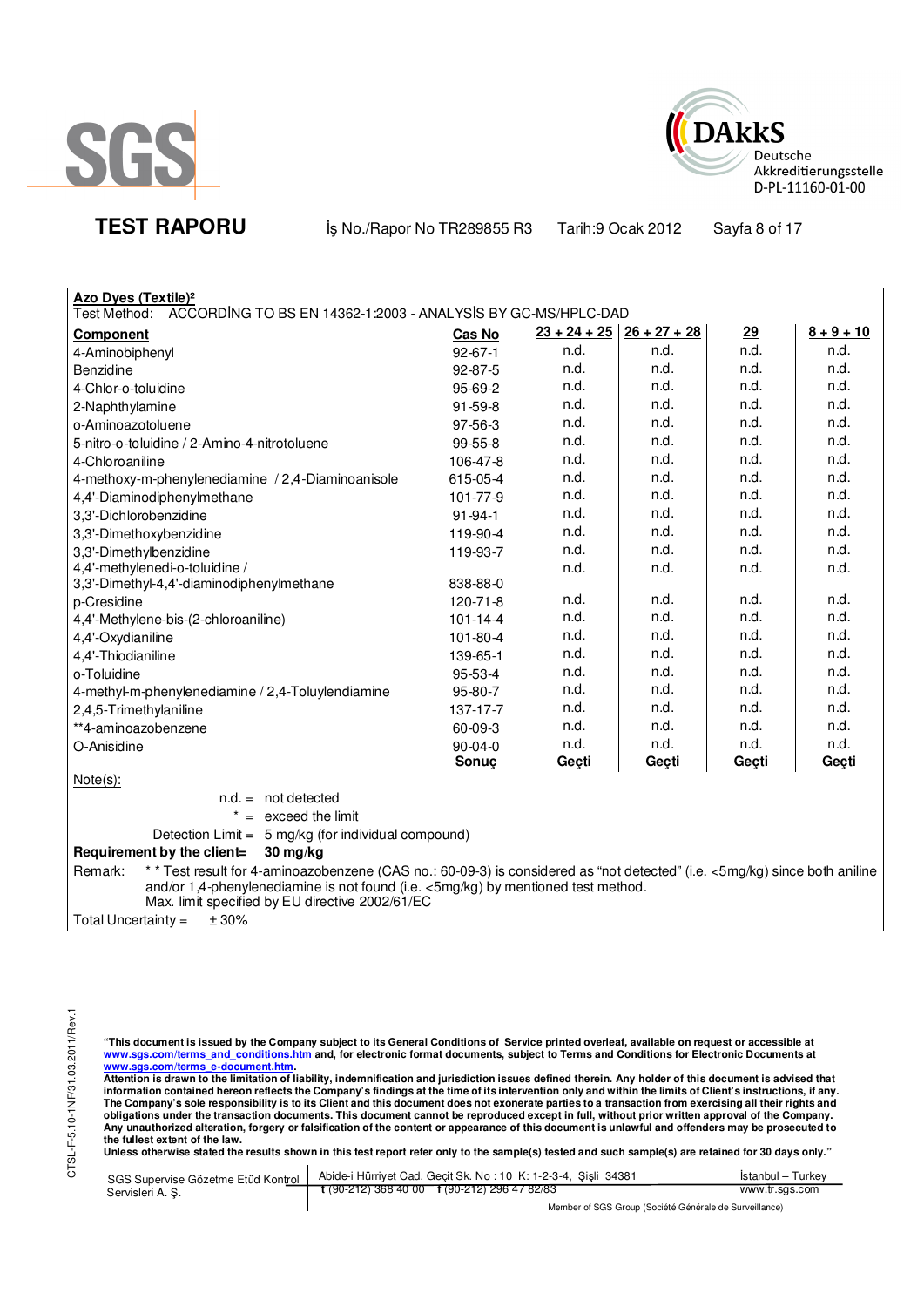**Azo Dyes (Textile)²**

Test Method: ACCORDİNG TO BS EN 14362-1:2003 - ANALYSİS BY GC-MS/HPLC-DAD

| Component | Cas No | 23 + 24 + 25 | 26 + 27 + 28 | 29 | 8 + 9 + 10 |
|---|---|---|---|---|---|
| 4-Aminobiphenyl | 92-67-1 | n.d. | n.d. | n.d. | n.d. |
| Benzidine | 92-87-5 | n.d. | n.d. | n.d. | n.d. |
| 4-Chlor-o-toluidine | 95-69-2 | n.d. | n.d. | n.d. | n.d. |
| 2-Naphthylamine | 91-59-8 | n.d. | n.d. | n.d. | n.d. |
| o-Aminoazotoluene | 97-56-3 | n.d. | n.d. | n.d. | n.d. |
| 5-nitro-o-toluidine / 2-Amino-4-nitrotoluene | 99-55-8 | n.d. | n.d. | n.d. | n.d. |
| 4-Chloroaniline | 106-47-8 | n.d. | n.d. | n.d. | n.d. |
| 4-methoxy-m-phenylenediamine / 2,4-Diaminoanisole | 615-05-4 | n.d. | n.d. | n.d. | n.d. |
| 4,4'-Diaminodiphenylmethane | 101-77-9 | n.d. | n.d. | n.d. | n.d. |
| 3,3'-Dichlorobenzidine | 91-94-1 | n.d. | n.d. | n.d. | n.d. |
| 3,3'-Dimethoxybenzidine | 119-90-4 | n.d. | n.d. | n.d. | n.d. |
| 3,3'-Dimethylbenzidine | 119-93-7 | n.d. | n.d. | n.d. | n.d. |
| 4,4'-methylenedi-o-toluidine / 3,3'-Dimethyl-4,4'-diaminodiphenylmethane | 838-88-0 | n.d. | n.d. | n.d. | n.d. |
| p-Cresidine | 120-71-8 | n.d. | n.d. | n.d. | n.d. |
| 4,4'-Methylene-bis-(2-chloroaniline) | 101-14-4 | n.d. | n.d. | n.d. | n.d. |
| 4,4'-Oxydianiline | 101-80-4 | n.d. | n.d. | n.d. | n.d. |
| 4,4'-Thiodianiline | 139-65-1 | n.d. | n.d. | n.d. | n.d. |
| o-Toluidine | 95-53-4 | n.d. | n.d. | n.d. | n.d. |
| 4-methyl-m-phenylenediamine / 2,4-Toluylendiamine | 95-80-7 | n.d. | n.d. | n.d. | n.d. |
| 2,4,5-Trimethylaniline | 137-17-7 | n.d. | n.d. | n.d. | n.d. |
| **4-aminoazobenzene | 60-09-3 | n.d. | n.d. | n.d. | n.d. |
| O-Anisidine | 90-04-0 | n.d. | n.d. | n.d. | n.d. |
| | **Sonuç** | **Geçti** | **Geçti** | **Geçti** | **Geçti** |

Note(s):

n.d. = not detected

\* = exceed the limit

Detection Limit = 5 mg/kg (for individual compound)

**Requirement by the client= 30 mg/kg**

Remark: * * Test result for 4-aminoazobenzene (CAS no.: 60-09-3) is considered as "not detected" (i.e. <5mg/kg) since both aniline and/or 1,4-phenylenediamine is not found (i.e. <5mg/kg) by mentioned test method.
Max. limit specified by EU directive 2002/61/EC

Total Uncertainty = ± 30%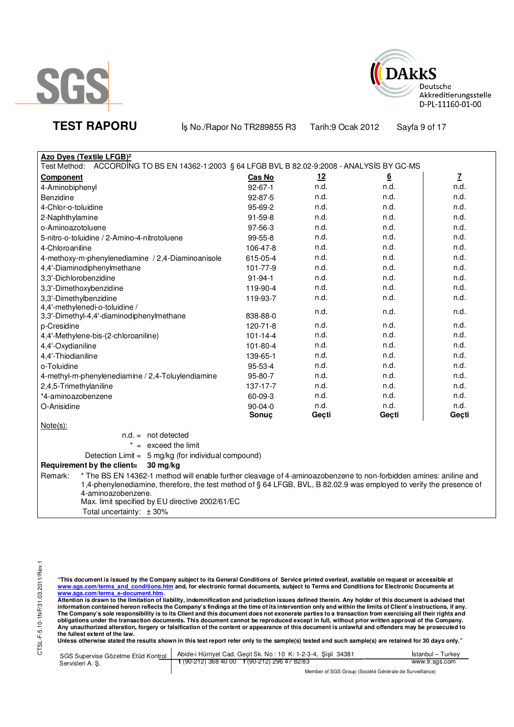**TEST RAPORU** İş No./Rapor No TR289855 R3 Tarih:9 Ocak 2012

**Azo Dyes (Textile LFGB)²**

Test Method: ACCORDİNG TO BS EN 14362-1:2003 § 64 LFGB BVL B 82.02-9:2008 - ANALYSİS BY GC-MS

| Component | Cas No | 12 | 6 | 7 |
|---|---|---|---|---|
| 4-Aminobiphenyl | 92-67-1 | n.d. | n.d. | n.d. |
| Benzidine | 92-87-5 | n.d. | n.d. | n.d. |
| 4-Chlor-o-toluidine | 95-69-2 | n.d. | n.d. | n.d. |
| 2-Naphthylamine | 91-59-8 | n.d. | n.d. | n.d. |
| o-Aminoazotoluene | 97-56-3 | n.d. | n.d. | n.d. |
| 5-nitro-o-toluidine / 2-Amino-4-nitrotoluene | 99-55-8 | n.d. | n.d. | n.d. |
| 4-Chloroaniline | 106-47-8 | n.d. | n.d. | n.d. |
| 4-methoxy-m-phenylenediamine / 2,4-Diaminoanisole | 615-05-4 | n.d. | n.d. | n.d. |
| 4,4'-Diaminodiphenylmethane | 101-77-9 | n.d. | n.d. | n.d. |
| 3,3'-Dichlorobenzidine | 91-94-1 | n.d. | n.d. | n.d. |
| 3,3'-Dimethoxybenzidine | 119-90-4 | n.d. | n.d. | n.d. |
| 3,3'-Dimethylbenzidine | 119-93-7 | n.d. | n.d. | n.d. |
| 4,4'-methylenedi-o-toluidine / 3,3'-Dimethyl-4,4'-diaminodiphenylmethane | 838-88-0 | n.d. | n.d. | n.d. |
| p-Cresidine | 120-71-8 | n.d. | n.d. | n.d. |
| 4,4'-Methylene-bis-(2-chloroaniline) | 101-14-4 | n.d. | n.d. | n.d. |
| 4,4'-Oxydianiline | 101-80-4 | n.d. | n.d. | n.d. |
| 4,4'-Thiodianiline | 139-65-1 | n.d. | n.d. | n.d. |
| o-Toluidine | 95-53-4 | n.d. | n.d. | n.d. |
| 4-methyl-m-phenylenediamine / 2,4-Toluylendiamine | 95-80-7 | n.d. | n.d. | n.d. |
| 2,4,5-Trimethylaniline | 137-17-7 | n.d. | n.d. | n.d. |
| *4-aminoazobenzene | 60-09-3 | n.d. | n.d. | n.d. |
| O-Anisidine | 90-04-0 | n.d. | n.d. | n.d. |
| | **Sonuç** | **Geçti** | **Geçti** | **Geçti** |

Note(s):

n.d. = not detected

\* = exceed the limit

Detection Limit = 5 mg/kg (for individual compound)

**Requirement by the client= 30 mg/kg**

Remark: * The BS EN 14362-1 method will enable further cleavage of 4-aminoazobenzene to non-forbidden amines: aniline and 1,4-phenylenediamine, therefore, the test method of § 64 LFGB, BVL, B 82.02.9 was employed to verify the presence of 4-aminoazobenzene.

Max. limit specified by EU directive 2002/61/EC

Total uncertainty: ± 30%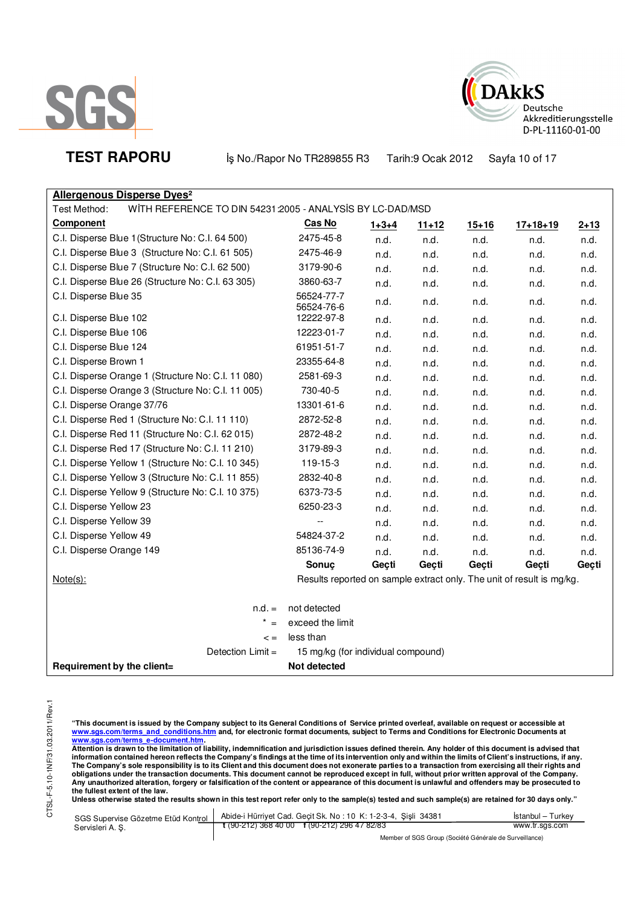**TEST RAPORU** İş No./Rapor No TR289855 R3 Tarih:9 Ocak 2012

**Allergenous Disperse Dyes²**

Test Method: WİTH REFERENCE TO DIN 54231:2005 - ANALYSİS BY LC-DAD/MSD

| Component | Cas No | 1+3+4 | 11+12 | 15+16 | 17+18+19 | 2+13 |
|---|---|---|---|---|---|---|
| C.I. Disperse Blue 1 (Structure No: C.I. 64 500) | 2475-45-8 | n.d. | n.d. | n.d. | n.d. | n.d. |
| C.I. Disperse Blue 3 (Structure No: C.I. 61 505) | 2475-46-9 | n.d. | n.d. | n.d. | n.d. | n.d. |
| C.I. Disperse Blue 7 (Structure No: C.I. 62 500) | 3179-90-6 | n.d. | n.d. | n.d. | n.d. | n.d. |
| C.I. Disperse Blue 26 (Structure No: C.I. 63 305) | 3860-63-7 | n.d. | n.d. | n.d. | n.d. | n.d. |
| C.I. Disperse Blue 35 | 56524-77-7 56524-76-6 | n.d. | n.d. | n.d. | n.d. | n.d. |
| C.I. Disperse Blue 102 | 12222-97-8 | n.d. | n.d. | n.d. | n.d. | n.d. |
| C.I. Disperse Blue 106 | 12223-01-7 | n.d. | n.d. | n.d. | n.d. | n.d. |
| C.I. Disperse Blue 124 | 61951-51-7 | n.d. | n.d. | n.d. | n.d. | n.d. |
| C.I. Disperse Brown 1 | 23355-64-8 | n.d. | n.d. | n.d. | n.d. | n.d. |
| C.I. Disperse Orange 1 (Structure No: C.I. 11 080) | 2581-69-3 | n.d. | n.d. | n.d. | n.d. | n.d. |
| C.I. Disperse Orange 3 (Structure No: C.I. 11 005) | 730-40-5 | n.d. | n.d. | n.d. | n.d. | n.d. |
| C.I. Disperse Orange 37/76 | 13301-61-6 | n.d. | n.d. | n.d. | n.d. | n.d. |
| C.I. Disperse Red 1 (Structure No: C.I. 11 110) | 2872-52-8 | n.d. | n.d. | n.d. | n.d. | n.d. |
| C.I. Disperse Red 11 (Structure No: C.I. 62 015) | 2872-48-2 | n.d. | n.d. | n.d. | n.d. | n.d. |
| C.I. Disperse Red 17 (Structure No: C.I. 11 210) | 3179-89-3 | n.d. | n.d. | n.d. | n.d. | n.d. |
| C.I. Disperse Yellow 1 (Structure No: C.I. 10 345) | 119-15-3 | n.d. | n.d. | n.d. | n.d. | n.d. |
| C.I. Disperse Yellow 3 (Structure No: C.I. 11 855) | 2832-40-8 | n.d. | n.d. | n.d. | n.d. | n.d. |
| C.I. Disperse Yellow 9 (Structure No: C.I. 10 375) | 6373-73-5 | n.d. | n.d. | n.d. | n.d. | n.d. |
| C.I. Disperse Yellow 23 | 6250-23-3 | n.d. | n.d. | n.d. | n.d. | n.d. |
| C.I. Disperse Yellow 39 | -- | n.d. | n.d. | n.d. | n.d. | n.d. |
| C.I. Disperse Yellow 49 | 54824-37-2 | n.d. | n.d. | n.d. | n.d. | n.d. |
| C.I. Disperse Orange 149 | 85136-74-9 | n.d. | n.d. | n.d. | n.d. | n.d. |
| | **Sonuç** | **Geçti** | **Geçti** | **Geçti** | **Geçti** | **Geçti** |

Note(s): Results reported on sample extract only. The unit of result is mg/kg.

n.d. = not detected

* = exceed the limit

< = less than

Detection Limit = 15 mg/kg (for individual compound)

**Requirement by the client= Not detected**

**"This document is issued by the Company subject to its General Conditions of Service printed overleaf, available on request or accessible at www.sgs.com/terms_and_conditions.htm and, for electronic format documents, subject to Terms and Conditions for Electronic Documents at www.sgs.com/terms_e-document.htm.**
**Attention is drawn to the limitation of liability, indemnification and jurisdiction issues defined therein. Any holder of this document is advised that information contained hereon reflects the Company's findings at the time of its intervention only and within the limits of Client's instructions, if any. The Company's sole responsibility is to its Client and this document does not exonerate parties to a transaction from exercising all their rights and obligations under the transaction documents. This document cannot be reproduced except in full, without prior written approval of the Company. Any unauthorized alteration, forgery or falsification of the content or appearance of this document is unlawful and offenders may be prosecuted to the fullest extent of the law.**
**Unless otherwise stated the results shown in this test report refer only to the sample(s) tested and such sample(s) are retained for 30 days only."**

SGS Supervise Gözetme Etüd Kontrol Servisleri A. Ş. | Abide-i Hürriyet Cad. Geçit Sk. No : 10 K: 1-2-3-4, Şişli 34381 | İstanbul – Turkey
t (90-212) 368 40 00 f (90-212) 296 47 82/83 | www.tr.sgs.com

Member of SGS Group (Société Générale de Surveillance)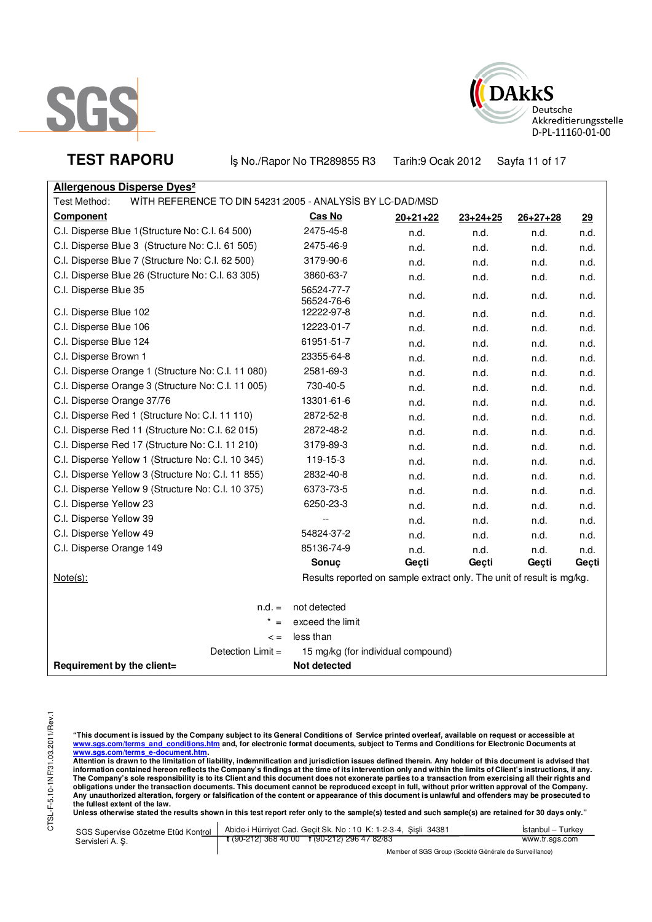**TEST RAPORU** İş No./Rapor No TR289855 R3 Tarih:9 Ocak 2012

**Allergenous Disperse Dyes²**

Test Method: WİTH REFERENCE TO DIN 54231:2005 - ANALYSİS BY LC-DAD/MSD

| Component | Cas No | 20+21+22 | 23+24+25 | 26+27+28 | 29 |
|---|---|---|---|---|---|
| C.I. Disperse Blue 1 (Structure No: C.I. 64 500) | 2475-45-8 | n.d. | n.d. | n.d. | n.d. |
| C.I. Disperse Blue 3 (Structure No: C.I. 61 505) | 2475-46-9 | n.d. | n.d. | n.d. | n.d. |
| C.I. Disperse Blue 7 (Structure No: C.I. 62 500) | 3179-90-6 | n.d. | n.d. | n.d. | n.d. |
| C.I. Disperse Blue 26 (Structure No: C.I. 63 305) | 3860-63-7 | n.d. | n.d. | n.d. | n.d. |
| C.I. Disperse Blue 35 | 56524-77-7 56524-76-6 | n.d. | n.d. | n.d. | n.d. |
| C.I. Disperse Blue 102 | 12222-97-8 | n.d. | n.d. | n.d. | n.d. |
| C.I. Disperse Blue 106 | 12223-01-7 | n.d. | n.d. | n.d. | n.d. |
| C.I. Disperse Blue 124 | 61951-51-7 | n.d. | n.d. | n.d. | n.d. |
| C.I. Disperse Brown 1 | 23355-64-8 | n.d. | n.d. | n.d. | n.d. |
| C.I. Disperse Orange 1 (Structure No: C.I. 11 080) | 2581-69-3 | n.d. | n.d. | n.d. | n.d. |
| C.I. Disperse Orange 3 (Structure No: C.I. 11 005) | 730-40-5 | n.d. | n.d. | n.d. | n.d. |
| C.I. Disperse Orange 37/76 | 13301-61-6 | n.d. | n.d. | n.d. | n.d. |
| C.I. Disperse Red 1 (Structure No: C.I. 11 110) | 2872-52-8 | n.d. | n.d. | n.d. | n.d. |
| C.I. Disperse Red 11 (Structure No: C.I. 62 015) | 2872-48-2 | n.d. | n.d. | n.d. | n.d. |
| C.I. Disperse Red 17 (Structure No: C.I. 11 210) | 3179-89-3 | n.d. | n.d. | n.d. | n.d. |
| C.I. Disperse Yellow 1 (Structure No: C.I. 10 345) | 119-15-3 | n.d. | n.d. | n.d. | n.d. |
| C.I. Disperse Yellow 3 (Structure No: C.I. 11 855) | 2832-40-8 | n.d. | n.d. | n.d. | n.d. |
| C.I. Disperse Yellow 9 (Structure No: C.I. 10 375) | 6373-73-5 | n.d. | n.d. | n.d. | n.d. |
| C.I. Disperse Yellow 23 | 6250-23-3 | n.d. | n.d. | n.d. | n.d. |
| C.I. Disperse Yellow 39 | -- | n.d. | n.d. | n.d. | n.d. |
| C.I. Disperse Yellow 49 | 54824-37-2 | n.d. | n.d. | n.d. | n.d. |
| C.I. Disperse Orange 149 | 85136-74-9 | n.d. | n.d. | n.d. | n.d. |
| | **Sonuç** | **Geçti** | **Geçti** | **Geçti** | **Geçti** |

Note(s): Results reported on sample extract only. The unit of result is mg/kg.

n.d. = not detected

\* = exceed the limit

< = less than

Detection Limit = 15 mg/kg (for individual compound)

**Requirement by the client= Not detected**

"This document is issued by the Company subject to its General Conditions of Service printed overleaf, available on request or accessible at www.sgs.com/terms_and_conditions.htm and, for electronic format documents, subject to Terms and Conditions for Electronic Documents at www.sgs.com/terms_e-document.htm. Attention is drawn to the limitation of liability, indemnification and jurisdiction issues defined therein. Any holder of this document is advised that information contained hereon reflects the Company's findings at the time of its intervention only and within the limits of Client's instructions, if any. The Company's sole responsibility is to its Client and this document does not exonerate parties to a transaction from exercising all their rights and obligations under the transaction documents. This document cannot be reproduced except in full, without prior written approval of the Company. Any unauthorized alteration, forgery or falsification of the content or appearance of this document is unlawful and offenders may be prosecuted to the fullest extent of the law. Unless otherwise stated the results shown in this test report refer only to the sample(s) tested and such sample(s) are retained for 30 days only."

SGS Supervise Gözetme Etüd Kontrol Servisleri A. Ş. | Abide-i Hürriyet Cad. Geçit Sk. No : 10 K: 1-2-3-4, Şişli 34381 | t (90-212) 368 40 00 f (90-212) 296 47 82/83 | İstanbul – Turkey | www.tr.sgs.com

Member of SGS Group (Société Générale de Surveillance)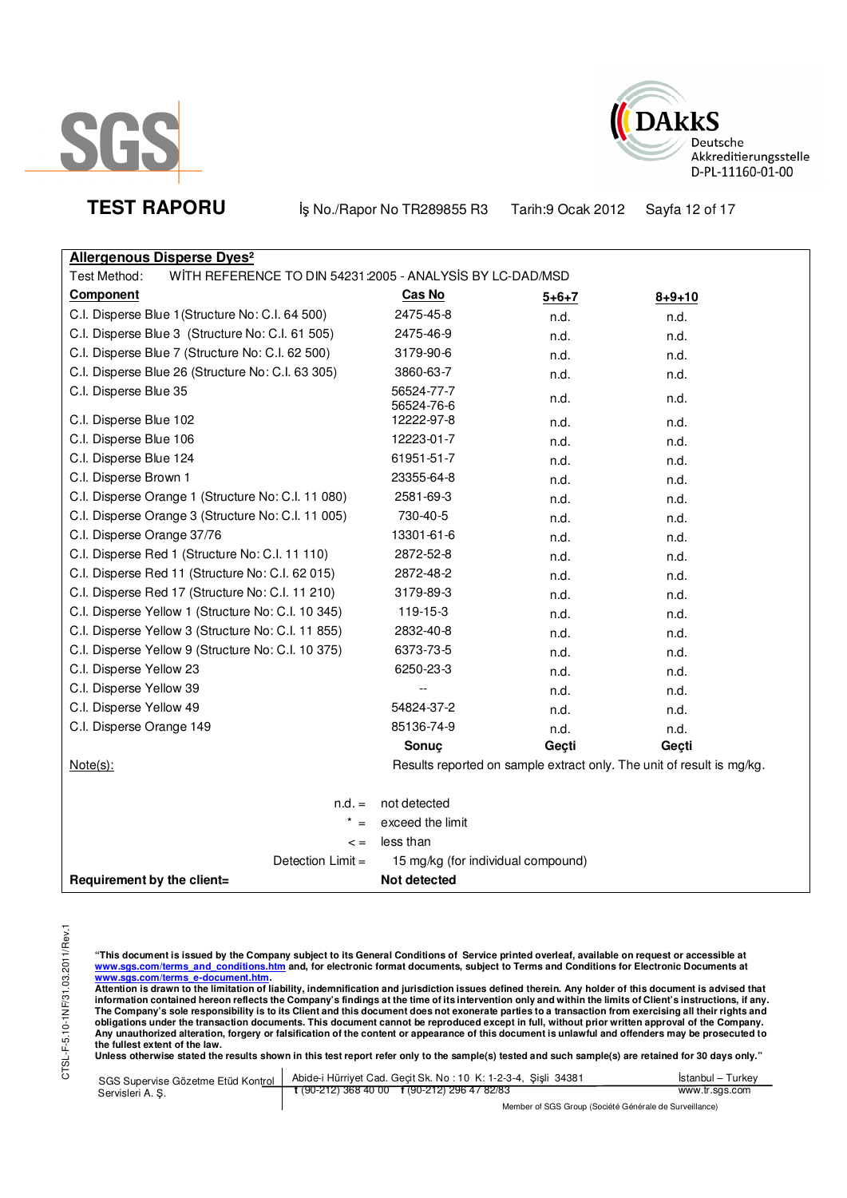**TEST RAPORU** İş No./Rapor No TR289855 R3 Tarih:9 Ocak 2012

**Allergenous Disperse Dyes²**

Test Method: WİTH REFERENCE TO DIN 54231:2005 - ANALYSİS BY LC-DAD/MSD

| **Component** | **Cas No** | **5+6+7** | **8+9+10** |
|---|---|---|---|
| C.I. Disperse Blue 1 (Structure No: C.I. 64 500) | 2475-45-8 | n.d. | n.d. |
| C.I. Disperse Blue 3 (Structure No: C.I. 61 505) | 2475-46-9 | n.d. | n.d. |
| C.I. Disperse Blue 7 (Structure No: C.I. 62 500) | 3179-90-6 | n.d. | n.d. |
| C.I. Disperse Blue 26 (Structure No: C.I. 63 305) | 3860-63-7 | n.d. | n.d. |
| C.I. Disperse Blue 35 | 56524-77-7 56524-76-6 | n.d. | n.d. |
| C.I. Disperse Blue 102 | 12222-97-8 | n.d. | n.d. |
| C.I. Disperse Blue 106 | 12223-01-7 | n.d. | n.d. |
| C.I. Disperse Blue 124 | 61951-51-7 | n.d. | n.d. |
| C.I. Disperse Brown 1 | 23355-64-8 | n.d. | n.d. |
| C.I. Disperse Orange 1 (Structure No: C.I. 11 080) | 2581-69-3 | n.d. | n.d. |
| C.I. Disperse Orange 3 (Structure No: C.I. 11 005) | 730-40-5 | n.d. | n.d. |
| C.I. Disperse Orange 37/76 | 13301-61-6 | n.d. | n.d. |
| C.I. Disperse Red 1 (Structure No: C.I. 11 110) | 2872-52-8 | n.d. | n.d. |
| C.I. Disperse Red 11 (Structure No: C.I. 62 015) | 2872-48-2 | n.d. | n.d. |
| C.I. Disperse Red 17 (Structure No: C.I. 11 210) | 3179-89-3 | n.d. | n.d. |
| C.I. Disperse Yellow 1 (Structure No: C.I. 10 345) | 119-15-3 | n.d. | n.d. |
| C.I. Disperse Yellow 3 (Structure No: C.I. 11 855) | 2832-40-8 | n.d. | n.d. |
| C.I. Disperse Yellow 9 (Structure No: C.I. 10 375) | 6373-73-5 | n.d. | n.d. |
| C.I. Disperse Yellow 23 | 6250-23-3 | n.d. | n.d. |
| C.I. Disperse Yellow 39 | -- | n.d. | n.d. |
| C.I. Disperse Yellow 49 | 54824-37-2 | n.d. | n.d. |
| C.I. Disperse Orange 149 | 85136-74-9 | n.d. | n.d. |
| | **Sonuç** | **Geçti** | **Geçti** |

Note(s): Results reported on sample extract only. The unit of result is mg/kg.

n.d. = not detected

\* = exceed the limit

< = less than

Detection Limit = 15 mg/kg (for individual compound)

**Requirement by the client= Not detected**

**"This document is issued by the Company subject to its General Conditions of Service printed overleaf, available on request or accessible at www.sgs.com/terms_and_conditions.htm and, for electronic format documents, subject to Terms and Conditions for Electronic Documents at www.sgs.com/terms_e-document.htm.**
**Attention is drawn to the limitation of liability, indemnification and jurisdiction issues defined therein. Any holder of this document is advised that information contained hereon reflects the Company's findings at the time of its intervention only and within the limits of Client's instructions, if any. The Company's sole responsibility is to its Client and this document does not exonerate parties to a transaction from exercising all their rights and obligations under the transaction documents. This document cannot be reproduced except in full, without prior written approval of the Company. Any unauthorized alteration, forgery or falsification of the content or appearance of this document is unlawful and offenders may be prosecuted to the fullest extent of the law.**
**Unless otherwise stated the results shown in this test report refer only to the sample(s) tested and such sample(s) are retained for 30 days only."**

SGS Supervise Gözetme Etüd Kontrol Servisleri A. Ş. | Abide-i Hürriyet Cad. Geçit Sk. No : 10 K: 1-2-3-4, Şişli 34381 | t (90-212) 368 40 00 f (90-212) 296 47 82/83 | İstanbul – Turkey | www.tr.sgs.com

Member of SGS Group (Société Générale de Surveillance)

CTSL-F-5.10-1NF/31.03.2011/Rev.1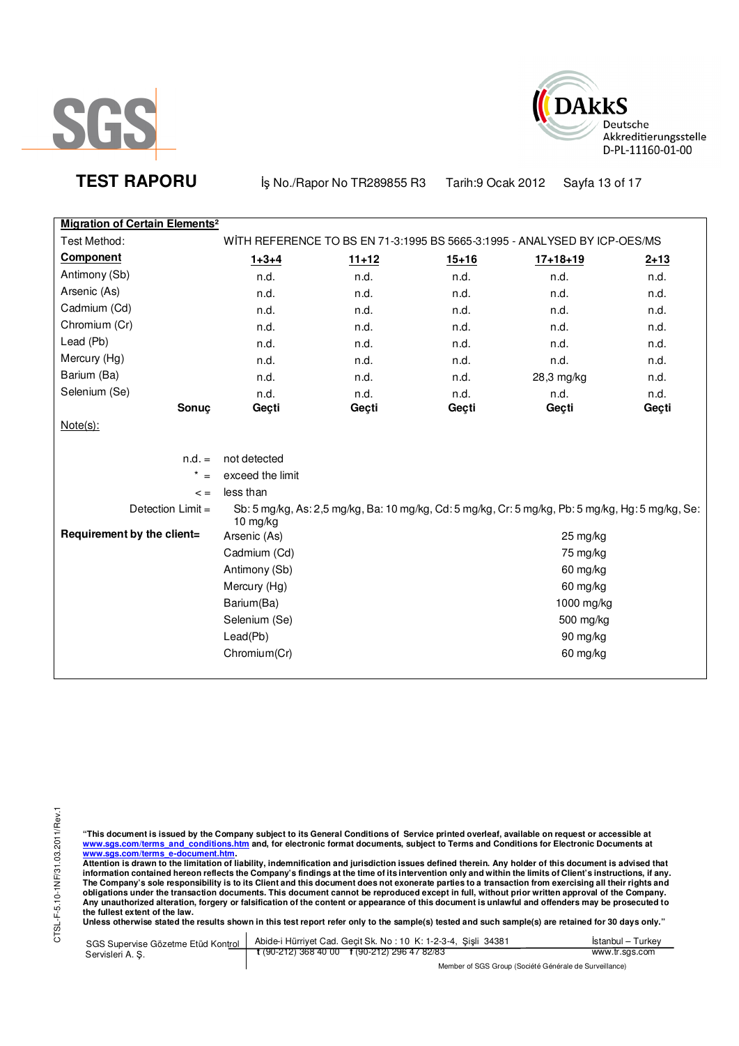**TEST RAPORU** İş No./Rapor No TR289855 R3 Tarih:9 Ocak 2012

**Migration of Certain Elements²**

Test Method: WİTH REFERENCE TO BS EN 71-3:1995 BS 5665-3:1995 - ANALYSED BY ICP-OES/MS

| Component | 1+3+4 | 11+12 | 15+16 | 17+18+19 | 2+13 |
|---|---|---|---|---|---|
| Antimony (Sb) | n.d. | n.d. | n.d. | n.d. | n.d. |
| Arsenic (As) | n.d. | n.d. | n.d. | n.d. | n.d. |
| Cadmium (Cd) | n.d. | n.d. | n.d. | n.d. | n.d. |
| Chromium (Cr) | n.d. | n.d. | n.d. | n.d. | n.d. |
| Lead (Pb) | n.d. | n.d. | n.d. | n.d. | n.d. |
| Mercury (Hg) | n.d. | n.d. | n.d. | n.d. | n.d. |
| Barium (Ba) | n.d. | n.d. | n.d. | 28,3 mg/kg | n.d. |
| Selenium (Se) | n.d. | n.d. | n.d. | n.d. | n.d. |
| **Sonuç** | **Geçti** | **Geçti** | **Geçti** | **Geçti** | **Geçti** |

Note(s):

n.d. = not detected

* = exceed the limit

< = less than

Detection Limit = Sb: 5 mg/kg, As: 2,5 mg/kg, Ba: 10 mg/kg, Cd: 5 mg/kg, Cr: 5 mg/kg, Pb: 5 mg/kg, Hg: 5 mg/kg, Se: 10 mg/kg

**Requirement by the client=**

| Element | Limit |
|---|---|
| Arsenic (As) | 25 mg/kg |
| Cadmium (Cd) | 75 mg/kg |
| Antimony (Sb) | 60 mg/kg |
| Mercury (Hg) | 60 mg/kg |
| Barium(Ba) | 1000 mg/kg |
| Selenium (Se) | 500 mg/kg |
| Lead(Pb) | 90 mg/kg |
| Chromium(Cr) | 60 mg/kg |

**"This document is issued by the Company subject to its General Conditions of Service printed overleaf, available on request or accessible at www.sgs.com/terms_and_conditions.htm and, for electronic format documents, subject to Terms and Conditions for Electronic Documents at www.sgs.com/terms_e-document.htm.**
**Attention is drawn to the limitation of liability, indemnification and jurisdiction issues defined therein. Any holder of this document is advised that information contained hereon reflects the Company's findings at the time of its intervention only and within the limits of Client's instructions, if any. The Company's sole responsibility is to its Client and this document does not exonerate parties to a transaction from exercising all their rights and obligations under the transaction documents. This document cannot be reproduced except in full, without prior written approval of the Company. Any unauthorized alteration, forgery or falsification of the content or appearance of this document is unlawful and offenders may be prosecuted to the fullest extent of the law.**
**Unless otherwise stated the results shown in this test report refer only to the sample(s) tested and such sample(s) are retained for 30 days only."**

SGS Supervise Gözetme Etüd Kontrol Servisleri A. Ş. | Abide-i Hürriyet Cad. Geçit Sk. No : 10 K: 1-2-3-4, Şişli 34381 t (90-212) 368 40 00 f (90-212) 296 47 82/83 | İstanbul – Turkey www.tr.sgs.com

Member of SGS Group (Société Générale de Surveillance)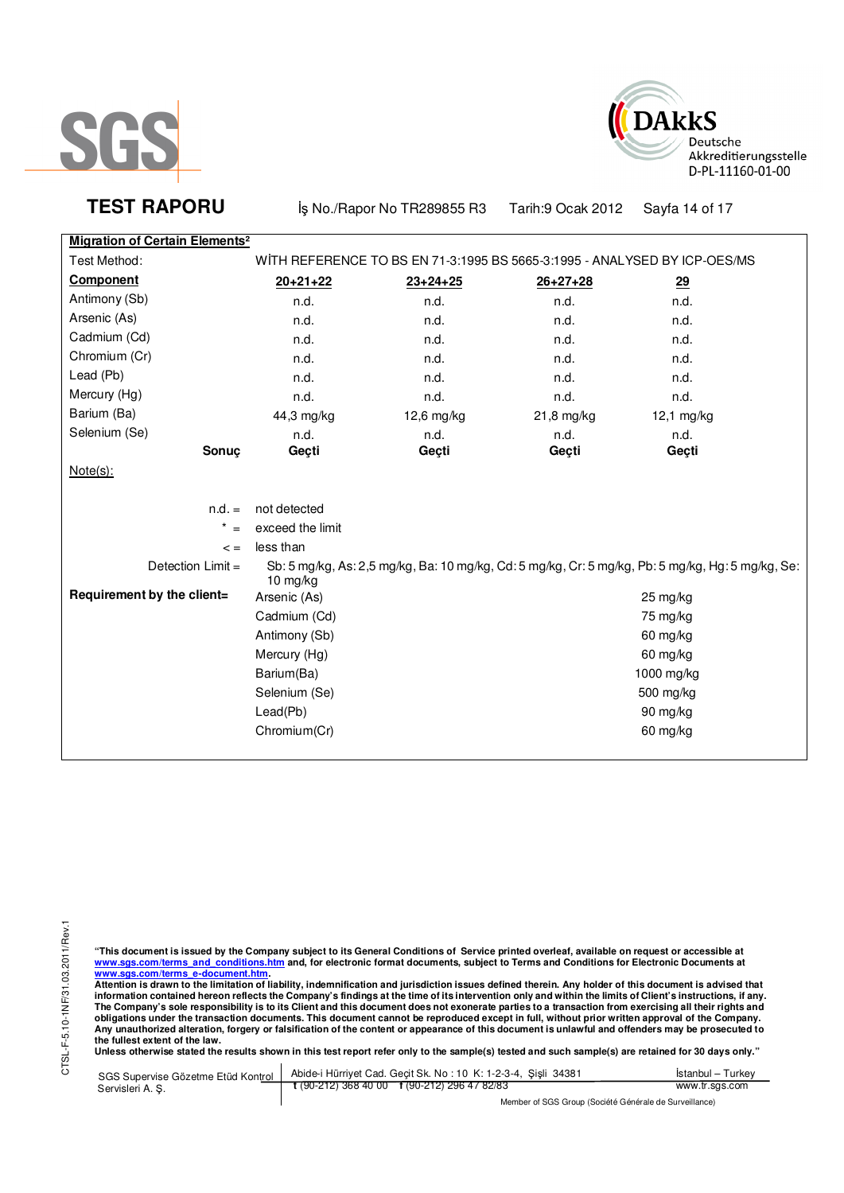**TEST RAPORU** İş No./Rapor No TR289855 R3 Tarih:9 Ocak 2012

**Migration of Certain Elements**[2]

Test Method: WİTH REFERENCE TO BS EN 71-3:1995 BS 5665-3:1995 - ANALYSED BY ICP-OES/MS

| **Component** | **20+21+22** | **23+24+25** | **26+27+28** | **29** |
|---|---|---|---|---|
| Antimony (Sb) | n.d. | n.d. | n.d. | n.d. |
| Arsenic (As) | n.d. | n.d. | n.d. | n.d. |
| Cadmium (Cd) | n.d. | n.d. | n.d. | n.d. |
| Chromium (Cr) | n.d. | n.d. | n.d. | n.d. |
| Lead (Pb) | n.d. | n.d. | n.d. | n.d. |
| Mercury (Hg) | n.d. | n.d. | n.d. | n.d. |
| Barium (Ba) | 44,3 mg/kg | 12,6 mg/kg | 21,8 mg/kg | 12,1 mg/kg |
| Selenium (Se) | n.d. | n.d. | n.d. | n.d. |
| **Sonuç** | **Geçti** | **Geçti** | **Geçti** | **Geçti** |

Note(s):

n.d. = not detected

\* = exceed the limit

< = less than

Detection Limit = Sb: 5 mg/kg, As: 2,5 mg/kg, Ba: 10 mg/kg, Cd: 5 mg/kg, Cr: 5 mg/kg, Pb: 5 mg/kg, Hg: 5 mg/kg, Se: 10 mg/kg

**Requirement by the client=**

| | |
|---|---|
| Arsenic (As) | 25 mg/kg |
| Cadmium (Cd) | 75 mg/kg |
| Antimony (Sb) | 60 mg/kg |
| Mercury (Hg) | 60 mg/kg |
| Barium(Ba) | 1000 mg/kg |
| Selenium (Se) | 500 mg/kg |
| Lead(Pb) | 90 mg/kg |
| Chromium(Cr) | 60 mg/kg |

**"This document is issued by the Company subject to its General Conditions of Service printed overleaf, available on request or accessible at www.sgs.com/terms_and_conditions.htm and, for electronic format documents, subject to Terms and Conditions for Electronic Documents at www.sgs.com/terms_e-document.htm.**
**Attention is drawn to the limitation of liability, indemnification and jurisdiction issues defined therein. Any holder of this document is advised that information contained hereon reflects the Company's findings at the time of its intervention only and within the limits of Client's instructions, if any. The Company's sole responsibility is to its Client and this document does not exonerate parties to a transaction from exercising all their rights and obligations under the transaction documents. This document cannot be reproduced except in full, without prior written approval of the Company. Any unauthorized alteration, forgery or falsification of the content or appearance of this document is unlawful and offenders may be prosecuted to the fullest extent of the law.**
**Unless otherwise stated the results shown in this test report refer only to the sample(s) tested and such sample(s) are retained for 30 days only."**

SGS Supervise Gözetme Etüd Kontrol Servisleri A. Ş. | Abide-i Hürriyet Cad. Geçit Sk. No : 10 K: 1-2-3-4, Şişli 34381 İstanbul – Turkey | t (90-212) 368 40 00 f (90-212) 296 47 82/83 | www.tr.sgs.com

Member of SGS Group (Société Générale de Surveillance)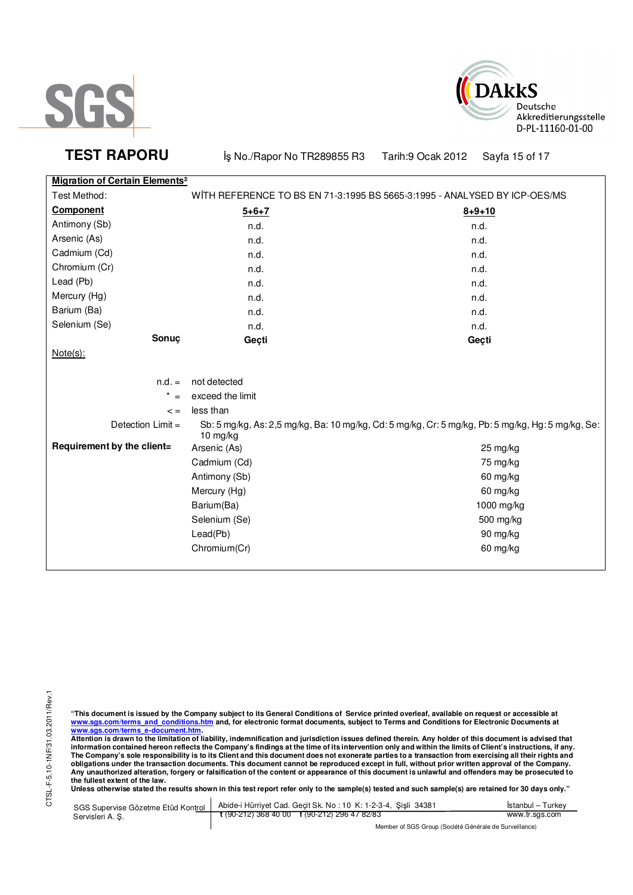**TEST RAPORU** İş No./Rapor No TR289855 R3 Tarih:9 Ocak 2012

**Migration of Certain Elements**[2]

Test Method: WİTH REFERENCE TO BS EN 71-3:1995 BS 5665-3:1995 - ANALYSED BY ICP-OES/MS

| **Component** | **5+6+7** | **8+9+10** |
|---|---|---|
| Antimony (Sb) | n.d. | n.d. |
| Arsenic (As) | n.d. | n.d. |
| Cadmium (Cd) | n.d. | n.d. |
| Chromium (Cr) | n.d. | n.d. |
| Lead (Pb) | n.d. | n.d. |
| Mercury (Hg) | n.d. | n.d. |
| Barium (Ba) | n.d. | n.d. |
| Selenium (Se) | n.d. | n.d. |
| **Sonuç** | **Geçti** | **Geçti** |

Note(s):

n.d. = not detected

\* = exceed the limit

< = less than

Detection Limit = Sb: 5 mg/kg, As: 2,5 mg/kg, Ba: 10 mg/kg, Cd: 5 mg/kg, Cr: 5 mg/kg, Pb: 5 mg/kg, Hg: 5 mg/kg, Se: 10 mg/kg

**Requirement by the client=**

| Element | Limit |
|---|---|
| Arsenic (As) | 25 mg/kg |
| Cadmium (Cd) | 75 mg/kg |
| Antimony (Sb) | 60 mg/kg |
| Mercury (Hg) | 60 mg/kg |
| Barium(Ba) | 1000 mg/kg |
| Selenium (Se) | 500 mg/kg |
| Lead(Pb) | 90 mg/kg |
| Chromium(Cr) | 60 mg/kg |

**"This document is issued by the Company subject to its General Conditions of Service printed overleaf, available on request or accessible at www.sgs.com/terms_and_conditions.htm and, for electronic format documents, subject to Terms and Conditions for Electronic Documents at www.sgs.com/terms_e-document.htm.**
**Attention is drawn to the limitation of liability, indemnification and jurisdiction issues defined therein. Any holder of this document is advised that information contained hereon reflects the Company's findings at the time of its intervention only and within the limits of Client's instructions, if any. The Company's sole responsibility is to its Client and this document does not exonerate parties to a transaction from exercising all their rights and obligations under the transaction documents. This document cannot be reproduced except in full, without prior written approval of the Company. Any unauthorized alteration, forgery or falsification of the content or appearance of this document is unlawful and offenders may be prosecuted to the fullest extent of the law.**
**Unless otherwise stated the results shown in this test report refer only to the sample(s) tested and such sample(s) are retained for 30 days only."**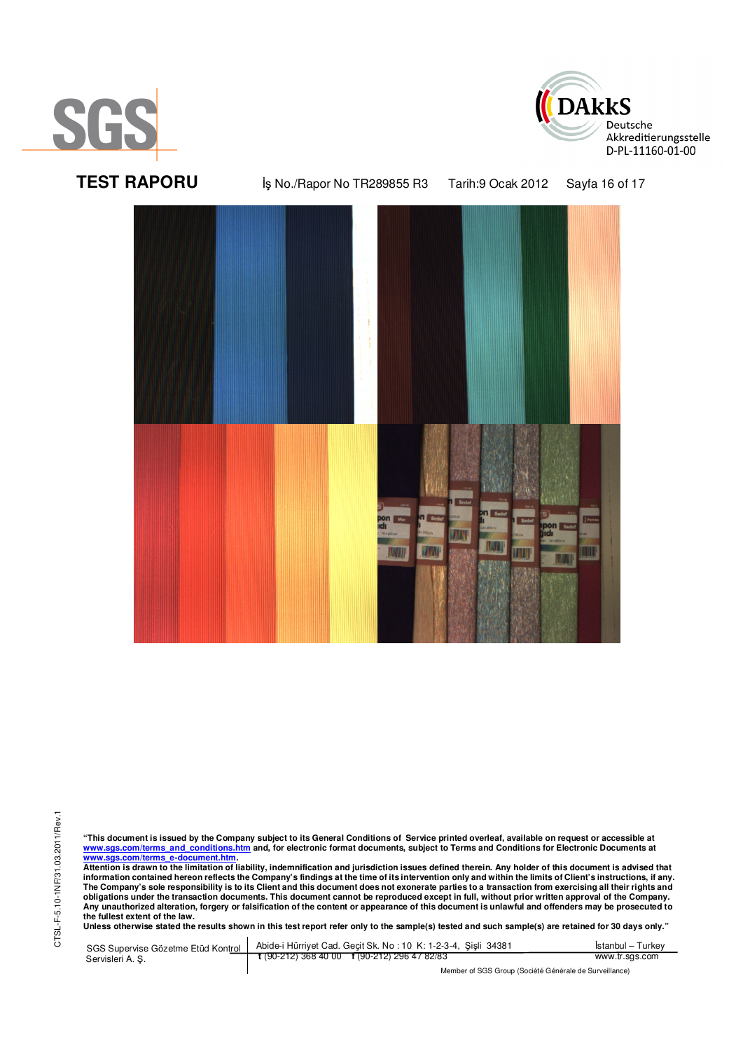**TEST RAPORU** İş No./Rapor No TR289855 R3 Tarih:9 Ocak 2012

**"This document is issued by the Company subject to its General Conditions of Service printed overleaf, available on request or accessible at www.sgs.com/terms_and_conditions.htm and, for electronic format documents, subject to Terms and Conditions for Electronic Documents at www.sgs.com/terms_e-document.htm.**
**Attention is drawn to the limitation of liability, indemnification and jurisdiction issues defined therein. Any holder of this document is advised that information contained hereon reflects the Company's findings at the time of its intervention only and within the limits of Client's instructions, if any. The Company's sole responsibility is to its Client and this document does not exonerate parties to a transaction from exercising all their rights and obligations under the transaction documents. This document cannot be reproduced except in full, without prior written approval of the Company. Any unauthorized alteration, forgery or falsification of the content or appearance of this document is unlawful and offenders may be prosecuted to the fullest extent of the law.**
**Unless otherwise stated the results shown in this test report refer only to the sample(s) tested and such sample(s) are retained for 30 days only."**

SGS Supervise Gözetme Etüd Kontrol Servisleri A. Ş. | Abide-i Hürriyet Cad. Geçit Sk. No : 10 K: 1-2-3-4, Şişli 34381 | İstanbul – Turkey
t (90-212) 368 40 00 f (90-212) 296 47 82/83 | www.tr.sgs.com

Member of SGS Group (Société Générale de Surveillance)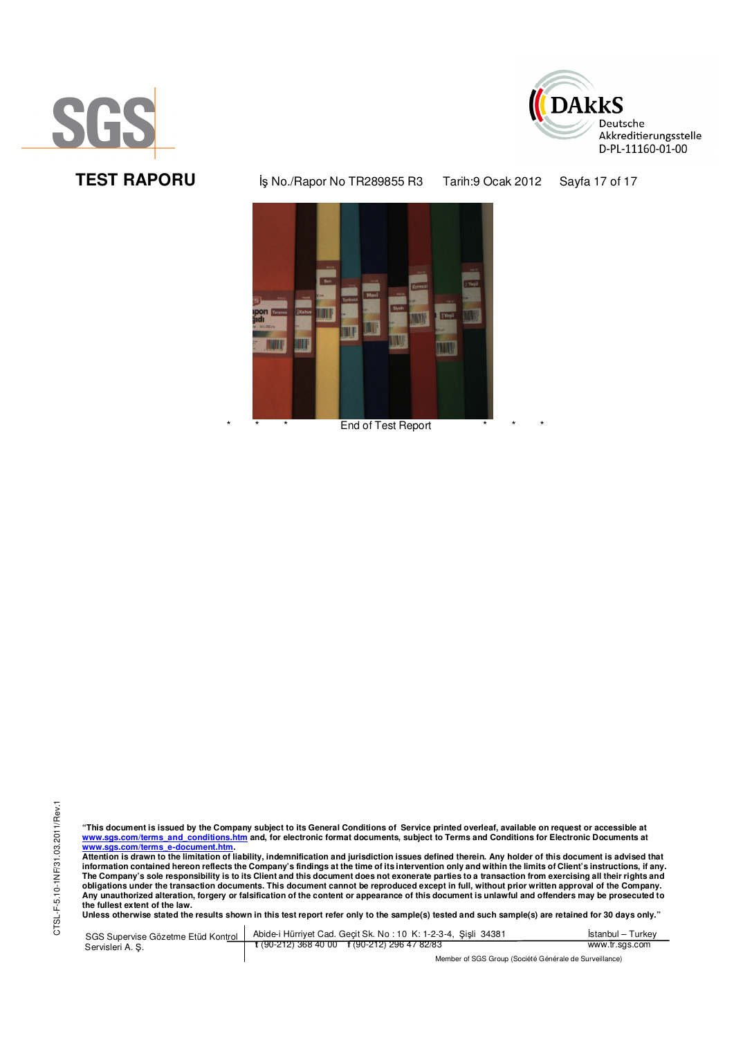\* \* \* End of Test Report \* \* \*

"This document is issued by the Company subject to its General Conditions of Service printed overleaf, available on request or accessible at www.sgs.com/terms_and_conditions.htm and, for electronic format documents, subject to Terms and Conditions for Electronic Documents at www.sgs.com/terms_e-document.htm.
Attention is drawn to the limitation of liability, indemnification and jurisdiction issues defined therein. Any holder of this document is advised that information contained hereon reflects the Company's findings at the time of its intervention only and within the limits of Client's instructions, if any. The Company's sole responsibility is to its Client and this document does not exonerate parties to a transaction from exercising all their rights and obligations under the transaction documents. This document cannot be reproduced except in full, without prior written approval of the Company. Any unauthorized alteration, forgery or falsification of the content or appearance of this document is unlawful and offenders may be prosecuted to the fullest extent of the law.
Unless otherwise stated the results shown in this test report refer only to the sample(s) tested and such sample(s) are retained for 30 days only."